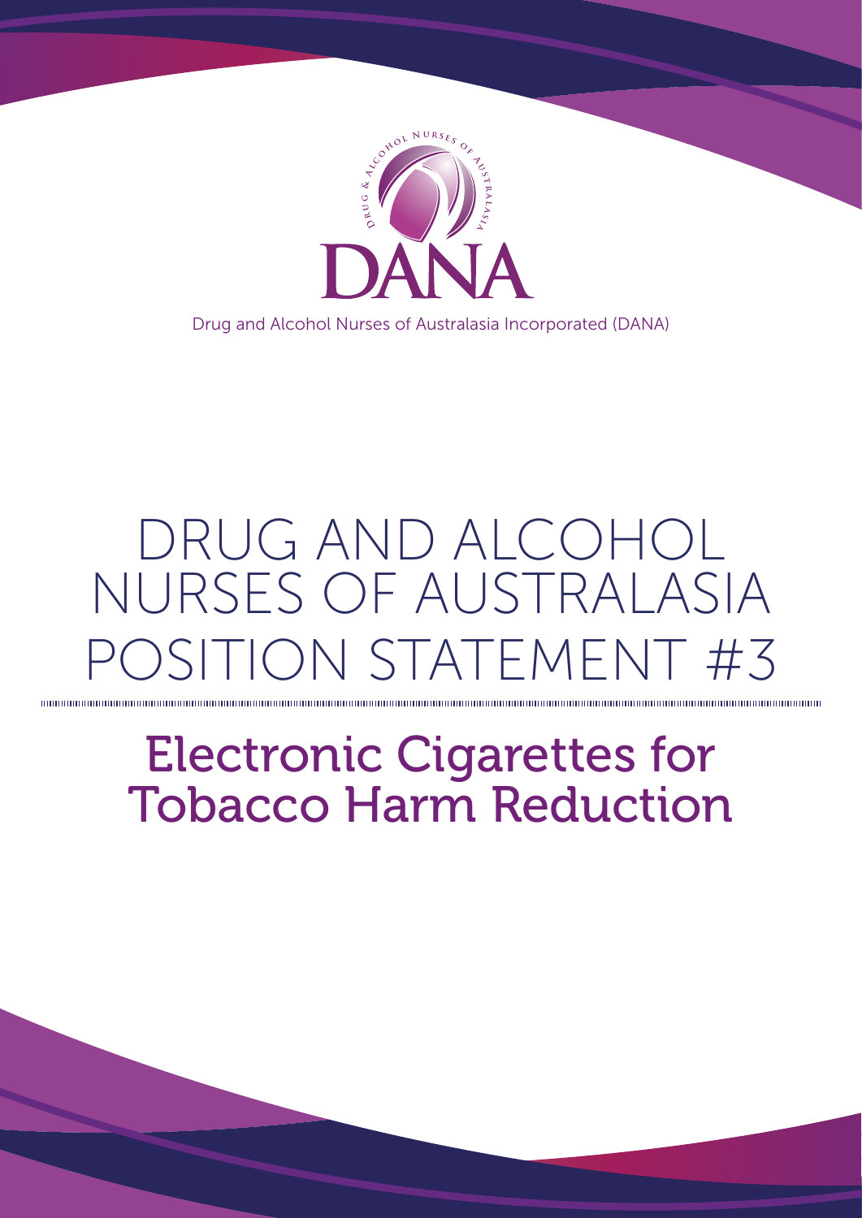Drug and Alcohol Nurses of Australasia Incorporated (DANA)

# DRUG AND ALCOHOL NURSES OF AUSTRALASIA POSITION STATEMENT #3

## Electronic Cigarettes for Tobacco Harm Reduction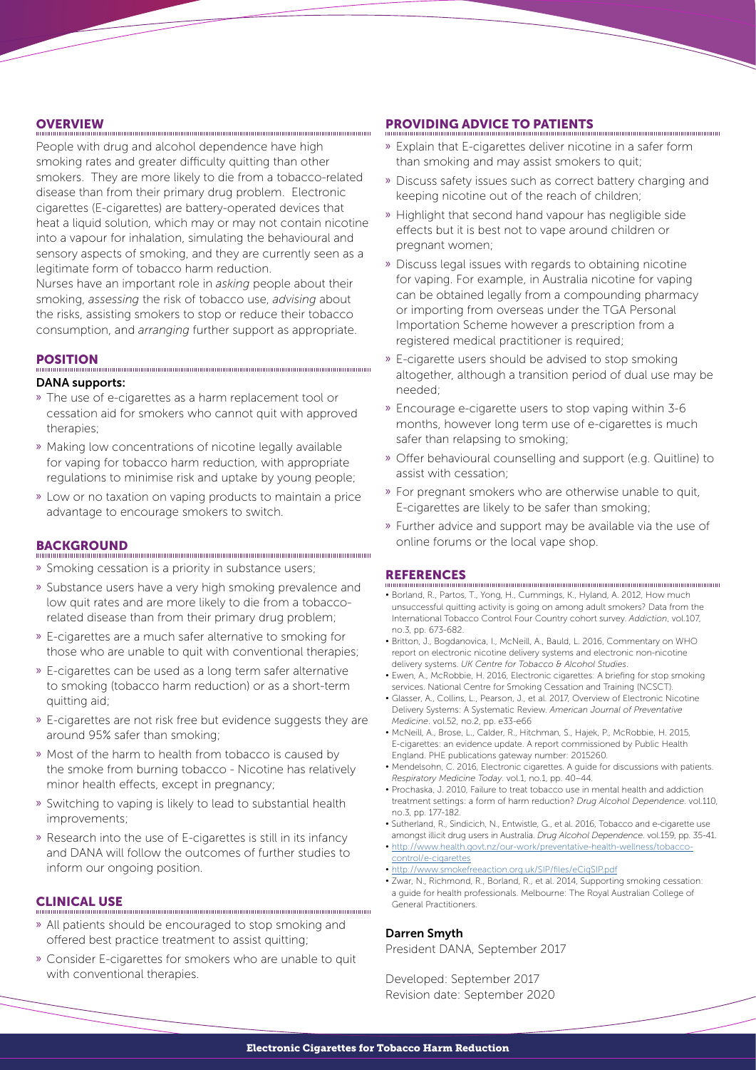## OVERVIEW

People with drug and alcohol dependence have high smoking rates and greater difficulty quitting than other smokers. They are more likely to die from a tobacco-related disease than from their primary drug problem. Electronic cigarettes (E-cigarettes) are battery-operated devices that heat a liquid solution, which may or may not contain nicotine into a vapour for inhalation, simulating the behavioural and sensory aspects of smoking, and they are currently seen as a legitimate form of tobacco harm reduction.

Nurses have an important role in *asking* people about their smoking, *assessing* the risk of tobacco use, *advising* about the risks, assisting smokers to stop or reduce their tobacco consumption, and *arranging* further support as appropriate.

## POSITION

**DANA supports:**

- The use of e-cigarettes as a harm replacement tool or cessation aid for smokers who cannot quit with approved therapies;
- Making low concentrations of nicotine legally available for vaping for tobacco harm reduction, with appropriate regulations to minimise risk and uptake by young people;
- Low or no taxation on vaping products to maintain a price advantage to encourage smokers to switch.

## BACKGROUND

- Smoking cessation is a priority in substance users;
- Substance users have a very high smoking prevalence and low quit rates and are more likely to die from a tobacco-related disease than from their primary drug problem;
- E-cigarettes are a much safer alternative to smoking for those who are unable to quit with conventional therapies;
- E-cigarettes can be used as a long term safer alternative to smoking (tobacco harm reduction) or as a short-term quitting aid;
- E-cigarettes are not risk free but evidence suggests they are around 95% safer than smoking;
- Most of the harm to health from tobacco is caused by the smoke from burning tobacco - Nicotine has relatively minor health effects, except in pregnancy;
- Switching to vaping is likely to lead to substantial health improvements;
- Research into the use of E-cigarettes is still in its infancy and DANA will follow the outcomes of further studies to inform our ongoing position.

## CLINICAL USE

- All patients should be encouraged to stop smoking and offered best practice treatment to assist quitting;
- Consider E-cigarettes for smokers who are unable to quit with conventional therapies.

## PROVIDING ADVICE TO PATIENTS

- Explain that E-cigarettes deliver nicotine in a safer form than smoking and may assist smokers to quit;
- Discuss safety issues such as correct battery charging and keeping nicotine out of the reach of children;
- Highlight that second hand vapour has negligible side effects but it is best not to vape around children or pregnant women;
- Discuss legal issues with regards to obtaining nicotine for vaping. For example, in Australia nicotine for vaping can be obtained legally from a compounding pharmacy or importing from overseas under the TGA Personal Importation Scheme however a prescription from a registered medical practitioner is required;
- E-cigarette users should be advised to stop smoking altogether, although a transition period of dual use may be needed;
- Encourage e-cigarette users to stop vaping within 3-6 months, however long term use of e-cigarettes is much safer than relapsing to smoking;
- Offer behavioural counselling and support (e.g. Quitline) to assist with cessation;
- For pregnant smokers who are otherwise unable to quit, E-cigarettes are likely to be safer than smoking;
- Further advice and support may be available via the use of online forums or the local vape shop.

## REFERENCES

- Borland, R., Partos, T., Yong, H., Cummings, K., Hyland, A. 2012, How much unsuccessful quitting activity is going on among adult smokers? Data from the International Tobacco Control Four Country cohort survey. *Addiction*, vol.107, no.3, pp. 673-682.
- Britton, J., Bogdanovica, I., McNeill, A., Bauld, L. 2016, Commentary on WHO report on electronic nicotine delivery systems and electronic non-nicotine delivery systems. *UK Centre for Tobacco & Alcohol Studies*.
- Ewen, A., McRobbie, H. 2016, Electronic cigarettes: A briefing for stop smoking services. National Centre for Smoking Cessation and Training (NCSCT).
- Glasser, A., Collins, L., Pearson, J., et al. 2017, Overview of Electronic Nicotine Delivery Systems: A Systematic Review. *American Journal of Preventative Medicine*. vol.52, no.2, pp. e33-e66
- McNeill, A., Brose, L., Calder, R., Hitchman, S., Hajek, P., McRobbie, H. 2015, E-cigarettes: an evidence update. A report commissioned by Public Health England. PHE publications gateway number: 2015260.
- Mendelsohn, C. 2016, Electronic cigarettes. A guide for discussions with patients. *Respiratory Medicine Today*. vol.1, no.1, pp. 40–44.
- Prochaska, J. 2010, Failure to treat tobacco use in mental health and addiction treatment settings: a form of harm reduction? *Drug Alcohol Dependence*. vol.110, no.3, pp. 177-182.
- Sutherland, R., Sindicich, N., Entwistle, G., et al. 2016, Tobacco and e-cigarette use amongst illicit drug users in Australia. *Drug Alcohol Dependence*. vol.159, pp. 35-41.
- http://www.health.govt.nz/our-work/preventative-health-wellness/tobacco-control/e-cigarettes
- http://www.smokefreeaction.org.uk/SIP/files/eCigSIP.pdf
- Zwar, N., Richmond, R., Borland, R., et al. 2014, Supporting smoking cessation: a guide for health professionals. Melbourne: The Royal Australian College of General Practitioners.

**Darren Smyth**

President DANA, September 2017

Developed: September 2017

Revision date: September 2020